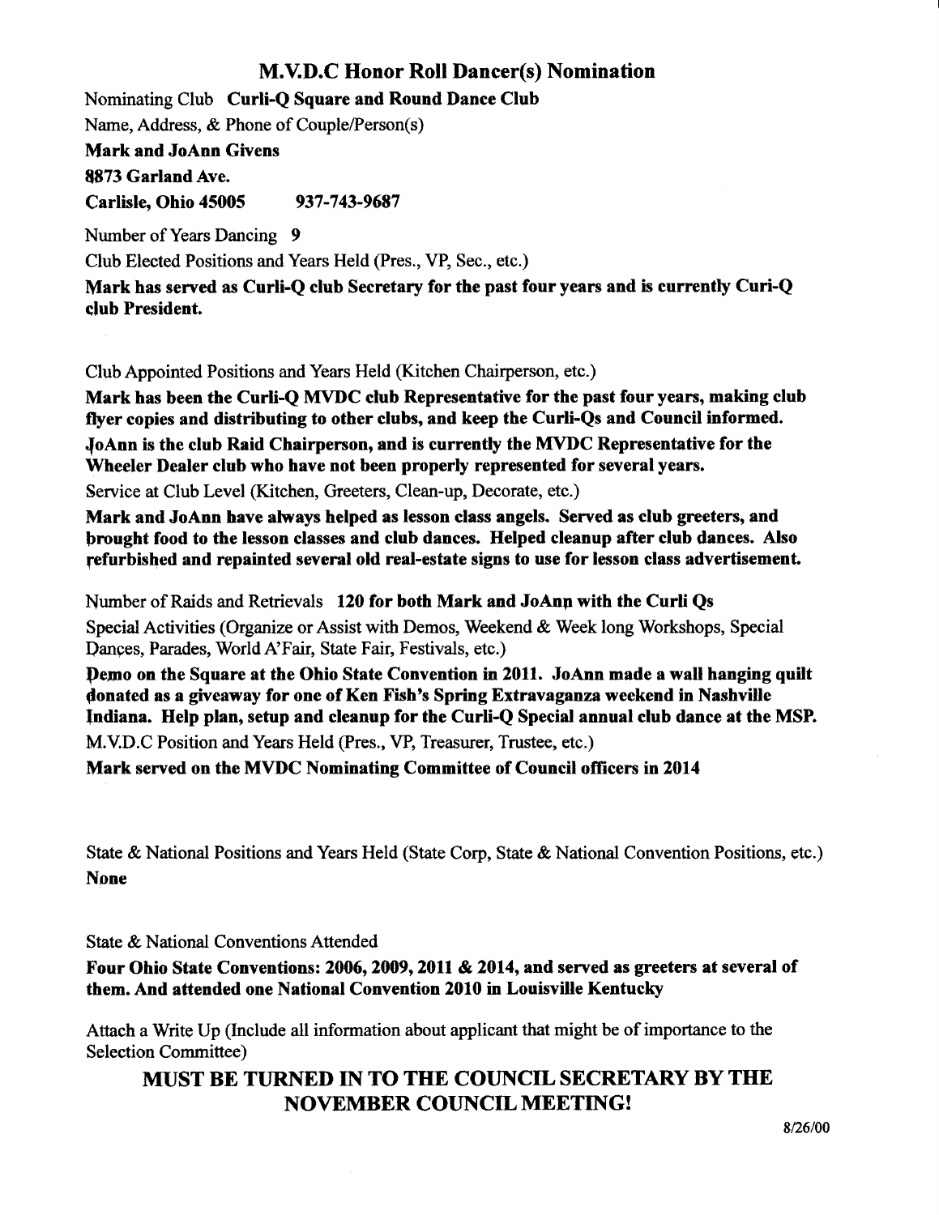## M.V.D.C Honor Roll Dancer(s) Nomination

Nominating Club **Curli-Q Square and Round Dance Club**

Name, Address, & Phone of Couple/Person(s)

**Mark and JoAnn Givens**

**8873 Garland Ave.**

**Carlisle, Ohio 45005 937-743-9687**

Number of Years Dancing **9**

Club Elected Positions and Years Held (Pres., VP, Sec., etc.)

**Mark has served as Curli-Q club Secretary for the past four years and is currently Curi-Q club President.**

Club Appointed Positions and Years Held (Kitchen Chairperson, etc.)

**Mark has been the Curli-Q MVDC club Representative for the past four years, making club flyer copies and distributing to other clubs, and keep the Curli-Qs and Council informed.**

**JoAnn is the club Raid Chairperson, and is currently the MVDC Representative for the Wheeler Dealer club who have not been properly represented for several years.**

Service at Club Level (Kitchen, Greeters, Clean-up, Decorate, etc.)

**Mark and JoAnn have always helped as lesson class angels. Served as club greeters, and brought food to the lesson classes and club dances. Helped cleanup after club dances. Also refurbished and repainted several old real-estate signs to use for lesson class advertisement.**

Number of Raids and Retrievals **120 for both Mark and JoAnn with the Curli Qs**

Special Activities (Organize or Assist with Demos, Weekend & Week long Workshops, Special Dances, Parades, World A'Fair, State Fair, Festivals, etc.)

**Demo on the Square at the Ohio State Convention in 2011. JoAnn made a wall hanging quilt donated as a giveaway for one of Ken Fish's Spring Extravaganza weekend in Nashville Indiana. Help plan, setup and cleanup for the Curli-Q Special annual club dance at the MSP.**

M.V.D.C Position and Years Held (Pres., VP, Treasurer, Trustee, etc.)

**Mark served on the MVDC Nominating Committee of Council officers in 2014**

State & National Positions and Years Held (State Corp, State & National Convention Positions, etc.)

**None**

State & National Conventions Attended

**Four Ohio State Conventions: 2006, 2009, 2011 & 2014, and served as greeters at several of them. And attended one National Convention 2010 in Louisville Kentucky**

Attach a Write Up (Include all information about applicant that might be of importance to the Selection Committee)

### MUST BE TURNED IN TO THE COUNCIL SECRETARY BY THE NOVEMBER COUNCIL MEETING!

8/26/00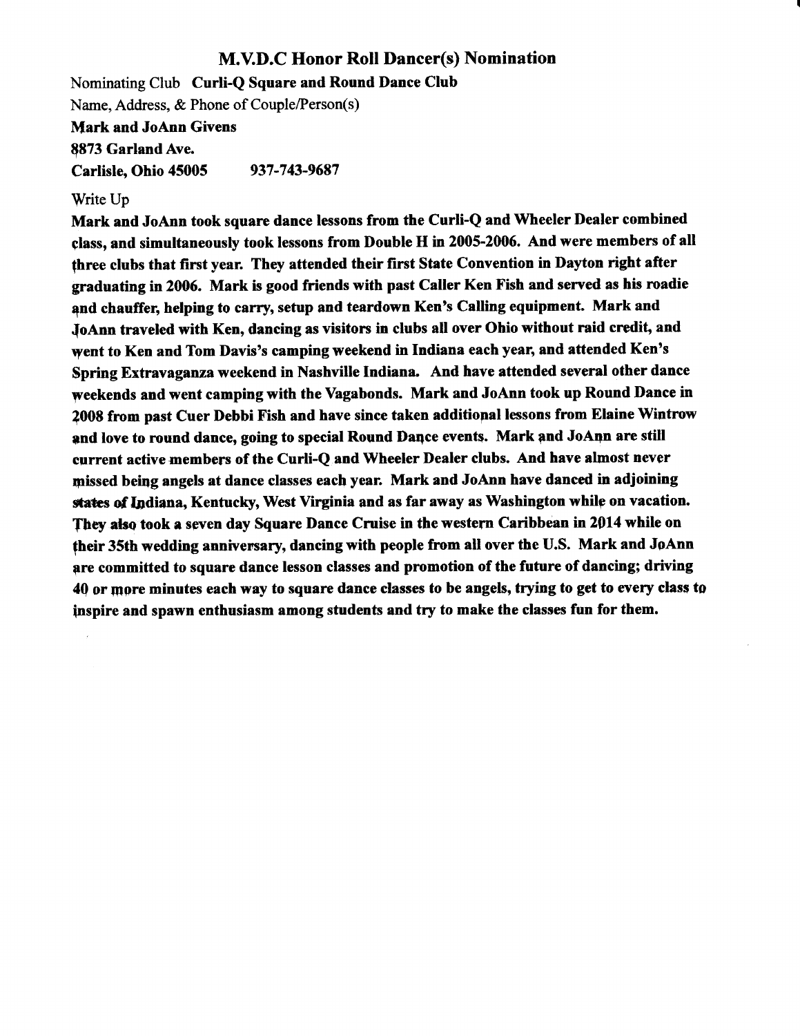## M.V.D.C Honor Roll Dancer(s) Nomination

Nominating Club **Curli-Q Square and Round Dance Club**

Name, Address, & Phone of Couple/Person(s)

**Mark and JoAnn Givens**
**8873 Garland Ave.**
**Carlisle, Ohio 45005 937-743-9687**

Write Up

**Mark and JoAnn took square dance lessons from the Curli-Q and Wheeler Dealer combined class, and simultaneously took lessons from Double H in 2005-2006. And were members of all three clubs that first year. They attended their first State Convention in Dayton right after graduating in 2006. Mark is good friends with past Caller Ken Fish and served as his roadie and chauffer, helping to carry, setup and teardown Ken's Calling equipment. Mark and JoAnn traveled with Ken, dancing as visitors in clubs all over Ohio without raid credit, and went to Ken and Tom Davis's camping weekend in Indiana each year, and attended Ken's Spring Extravaganza weekend in Nashville Indiana. And have attended several other dance weekends and went camping with the Vagabonds. Mark and JoAnn took up Round Dance in 2008 from past Cuer Debbi Fish and have since taken additional lessons from Elaine Wintrow and love to round dance, going to special Round Dance events. Mark and JoAnn are still current active members of the Curli-Q and Wheeler Dealer clubs. And have almost never missed being angels at dance classes each year. Mark and JoAnn have danced in adjoining states of Indiana, Kentucky, West Virginia and as far away as Washington while on vacation. They also took a seven day Square Dance Cruise in the western Caribbean in 2014 while on their 35th wedding anniversary, dancing with people from all over the U.S. Mark and JoAnn are committed to square dance lesson classes and promotion of the future of dancing; driving 40 or more minutes each way to square dance classes to be angels, trying to get to every class to inspire and spawn enthusiasm among students and try to make the classes fun for them.**